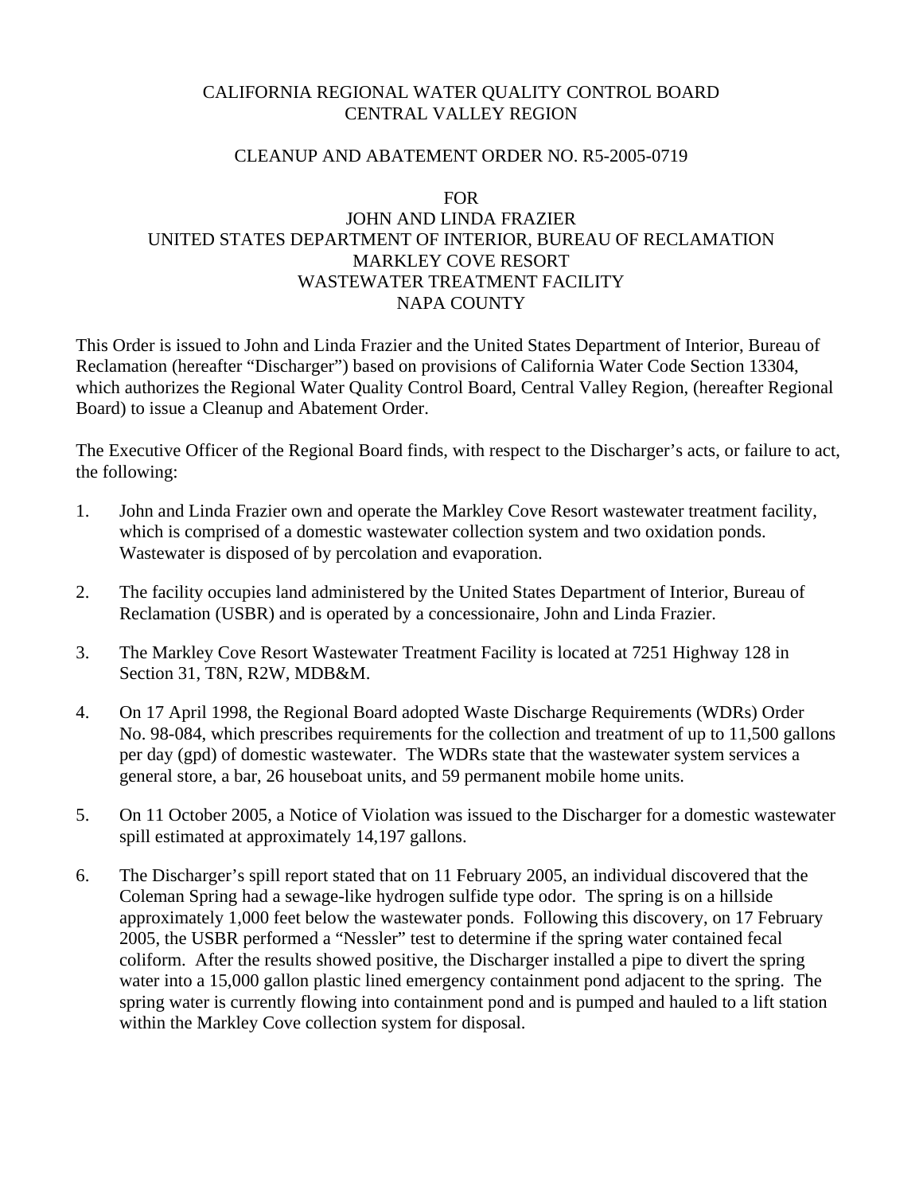CALIFORNIA REGIONAL WATER QUALITY CONTROL BOARD
CENTRAL VALLEY REGION

CLEANUP AND ABATEMENT ORDER NO. R5-2005-0719

FOR
JOHN AND LINDA FRAZIER
UNITED STATES DEPARTMENT OF INTERIOR, BUREAU OF RECLAMATION
MARKLEY COVE RESORT
WASTEWATER TREATMENT FACILITY
NAPA COUNTY

This Order is issued to John and Linda Frazier and the United States Department of Interior, Bureau of Reclamation (hereafter "Discharger") based on provisions of California Water Code Section 13304, which authorizes the Regional Water Quality Control Board, Central Valley Region, (hereafter Regional Board) to issue a Cleanup and Abatement Order.

The Executive Officer of the Regional Board finds, with respect to the Discharger's acts, or failure to act, the following:

1. John and Linda Frazier own and operate the Markley Cove Resort wastewater treatment facility, which is comprised of a domestic wastewater collection system and two oxidation ponds. Wastewater is disposed of by percolation and evaporation.

2. The facility occupies land administered by the United States Department of Interior, Bureau of Reclamation (USBR) and is operated by a concessionaire, John and Linda Frazier.

3. The Markley Cove Resort Wastewater Treatment Facility is located at 7251 Highway 128 in Section 31, T8N, R2W, MDB&M.

4. On 17 April 1998, the Regional Board adopted Waste Discharge Requirements (WDRs) Order No. 98-084, which prescribes requirements for the collection and treatment of up to 11,500 gallons per day (gpd) of domestic wastewater. The WDRs state that the wastewater system services a general store, a bar, 26 houseboat units, and 59 permanent mobile home units.

5. On 11 October 2005, a Notice of Violation was issued to the Discharger for a domestic wastewater spill estimated at approximately 14,197 gallons.

6. The Discharger's spill report stated that on 11 February 2005, an individual discovered that the Coleman Spring had a sewage-like hydrogen sulfide type odor. The spring is on a hillside approximately 1,000 feet below the wastewater ponds. Following this discovery, on 17 February 2005, the USBR performed a "Nessler" test to determine if the spring water contained fecal coliform. After the results showed positive, the Discharger installed a pipe to divert the spring water into a 15,000 gallon plastic lined emergency containment pond adjacent to the spring. The spring water is currently flowing into containment pond and is pumped and hauled to a lift station within the Markley Cove collection system for disposal.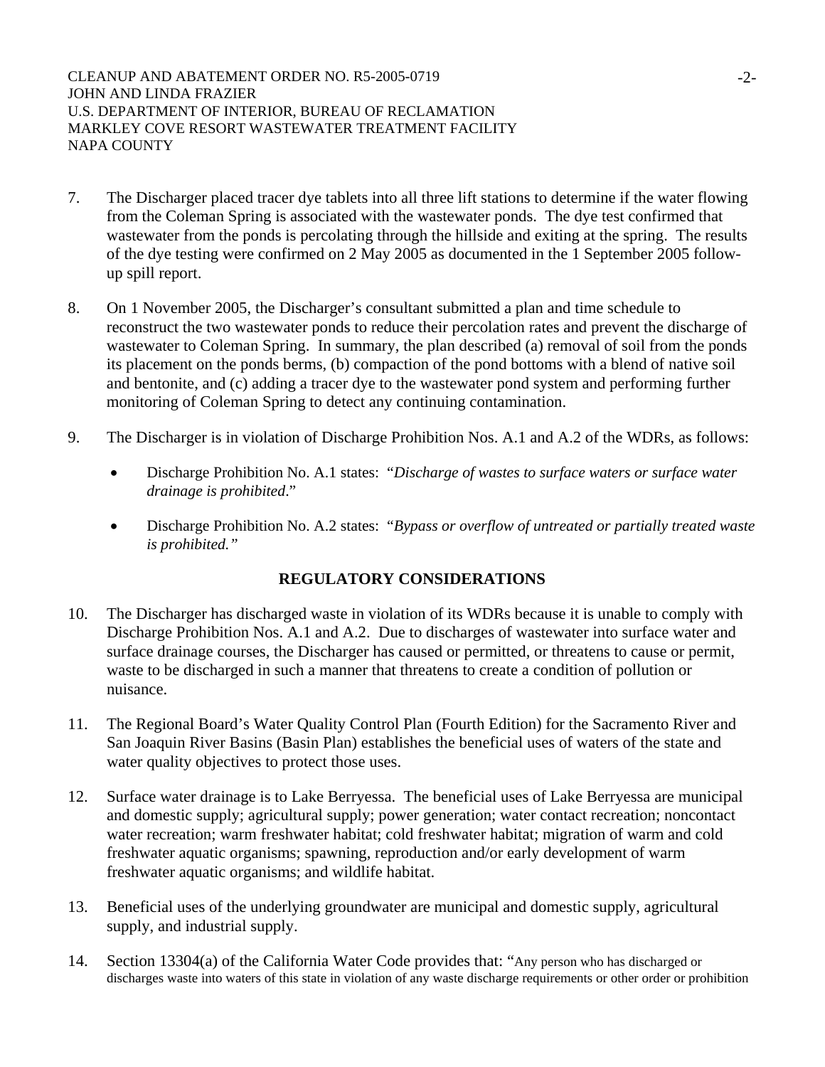7. The Discharger placed tracer dye tablets into all three lift stations to determine if the water flowing from the Coleman Spring is associated with the wastewater ponds. The dye test confirmed that wastewater from the ponds is percolating through the hillside and exiting at the spring. The results of the dye testing were confirmed on 2 May 2005 as documented in the 1 September 2005 follow-up spill report.

8. On 1 November 2005, the Discharger's consultant submitted a plan and time schedule to reconstruct the two wastewater ponds to reduce their percolation rates and prevent the discharge of wastewater to Coleman Spring. In summary, the plan described (a) removal of soil from the ponds its placement on the ponds berms, (b) compaction of the pond bottoms with a blend of native soil and bentonite, and (c) adding a tracer dye to the wastewater pond system and performing further monitoring of Coleman Spring to detect any continuing contamination.

9. The Discharger is in violation of Discharge Prohibition Nos. A.1 and A.2 of the WDRs, as follows:

   - Discharge Prohibition No. A.1 states: "*Discharge of wastes to surface waters or surface water drainage is prohibited*."
   - Discharge Prohibition No. A.2 states: "*Bypass or overflow of untreated or partially treated waste is prohibited.*"

## REGULATORY CONSIDERATIONS

10. The Discharger has discharged waste in violation of its WDRs because it is unable to comply with Discharge Prohibition Nos. A.1 and A.2. Due to discharges of wastewater into surface water and surface drainage courses, the Discharger has caused or permitted, or threatens to cause or permit, waste to be discharged in such a manner that threatens to create a condition of pollution or nuisance.

11. The Regional Board's Water Quality Control Plan (Fourth Edition) for the Sacramento River and San Joaquin River Basins (Basin Plan) establishes the beneficial uses of waters of the state and water quality objectives to protect those uses.

12. Surface water drainage is to Lake Berryessa. The beneficial uses of Lake Berryessa are municipal and domestic supply; agricultural supply; power generation; water contact recreation; noncontact water recreation; warm freshwater habitat; cold freshwater habitat; migration of warm and cold freshwater aquatic organisms; spawning, reproduction and/or early development of warm freshwater aquatic organisms; and wildlife habitat.

13. Beneficial uses of the underlying groundwater are municipal and domestic supply, agricultural supply, and industrial supply.

14. Section 13304(a) of the California Water Code provides that: "Any person who has discharged or discharges waste into waters of this state in violation of any waste discharge requirements or other order or prohibition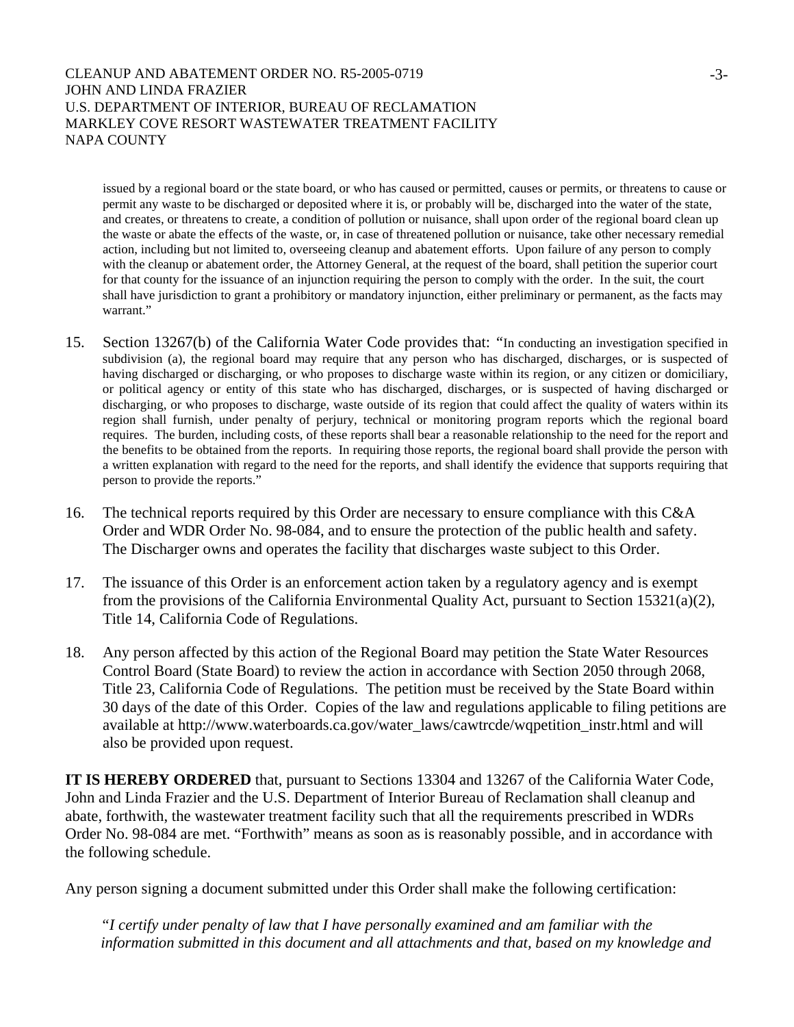issued by a regional board or the state board, or who has caused or permitted, causes or permits, or threatens to cause or permit any waste to be discharged or deposited where it is, or probably will be, discharged into the water of the state, and creates, or threatens to create, a condition of pollution or nuisance, shall upon order of the regional board clean up the waste or abate the effects of the waste, or, in case of threatened pollution or nuisance, take other necessary remedial action, including but not limited to, overseeing cleanup and abatement efforts. Upon failure of any person to comply with the cleanup or abatement order, the Attorney General, at the request of the board, shall petition the superior court for that county for the issuance of an injunction requiring the person to comply with the order. In the suit, the court shall have jurisdiction to grant a prohibitory or mandatory injunction, either preliminary or permanent, as the facts may warrant."

15. Section 13267(b) of the California Water Code provides that: "In conducting an investigation specified in subdivision (a), the regional board may require that any person who has discharged, discharges, or is suspected of having discharged or discharging, or who proposes to discharge waste within its region, or any citizen or domiciliary, or political agency or entity of this state who has discharged, discharges, or is suspected of having discharged or discharging, or who proposes to discharge, waste outside of its region that could affect the quality of waters within its region shall furnish, under penalty of perjury, technical or monitoring program reports which the regional board requires. The burden, including costs, of these reports shall bear a reasonable relationship to the need for the report and the benefits to be obtained from the reports. In requiring those reports, the regional board shall provide the person with a written explanation with regard to the need for the reports, and shall identify the evidence that supports requiring that person to provide the reports."

16. The technical reports required by this Order are necessary to ensure compliance with this C&A Order and WDR Order No. 98-084, and to ensure the protection of the public health and safety. The Discharger owns and operates the facility that discharges waste subject to this Order.

17. The issuance of this Order is an enforcement action taken by a regulatory agency and is exempt from the provisions of the California Environmental Quality Act, pursuant to Section 15321(a)(2), Title 14, California Code of Regulations.

18. Any person affected by this action of the Regional Board may petition the State Water Resources Control Board (State Board) to review the action in accordance with Section 2050 through 2068, Title 23, California Code of Regulations. The petition must be received by the State Board within 30 days of the date of this Order. Copies of the law and regulations applicable to filing petitions are available at http://www.waterboards.ca.gov/water_laws/cawtrcde/wqpetition_instr.html and will also be provided upon request.

**IT IS HEREBY ORDERED** that, pursuant to Sections 13304 and 13267 of the California Water Code, John and Linda Frazier and the U.S. Department of Interior Bureau of Reclamation shall cleanup and abate, forthwith, the wastewater treatment facility such that all the requirements prescribed in WDRs Order No. 98-084 are met. "Forthwith" means as soon as is reasonably possible, and in accordance with the following schedule.

Any person signing a document submitted under this Order shall make the following certification:

"*I certify under penalty of law that I have personally examined and am familiar with the information submitted in this document and all attachments and that, based on my knowledge and*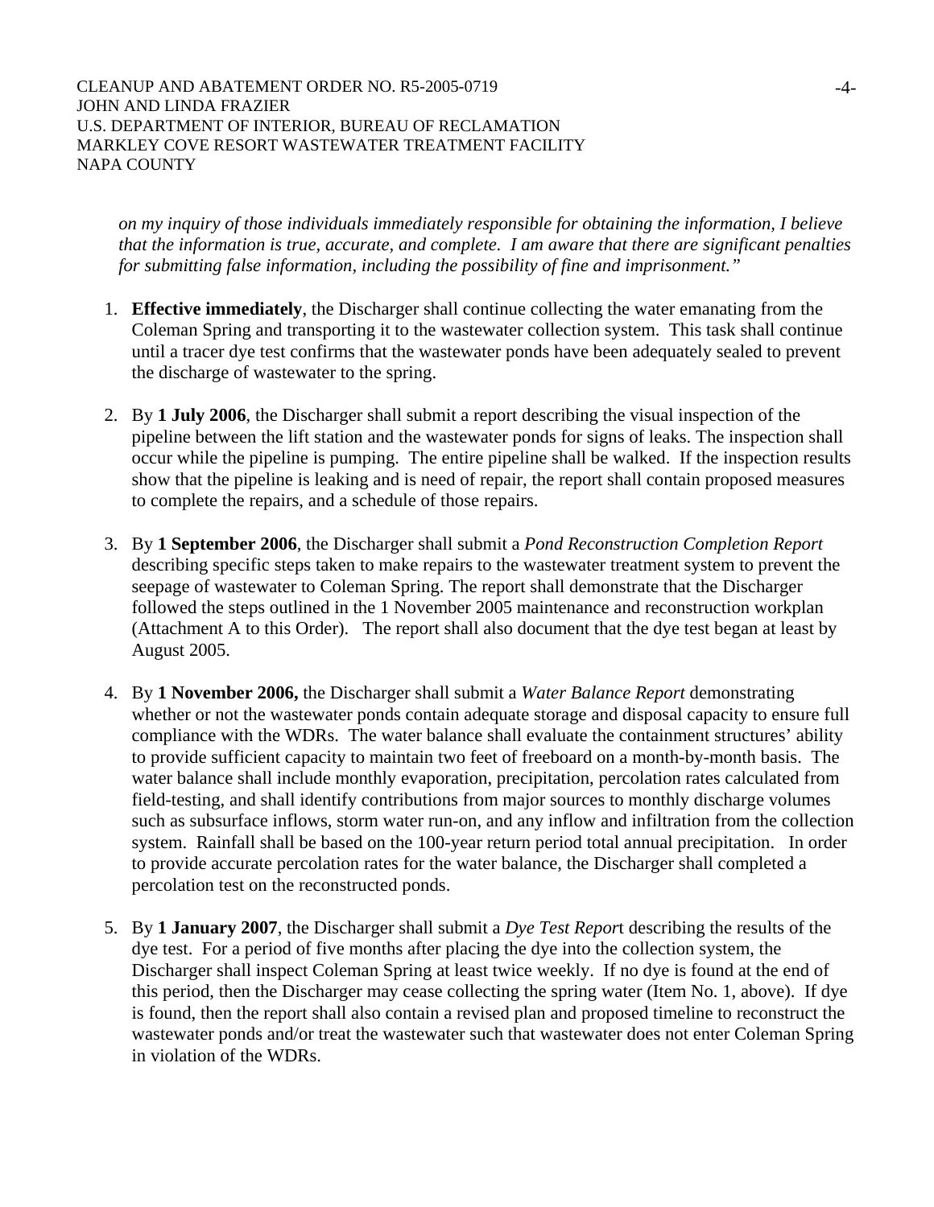*on my inquiry of those individuals immediately responsible for obtaining the information, I believe that the information is true, accurate, and complete. I am aware that there are significant penalties for submitting false information, including the possibility of fine and imprisonment."*

1. **Effective immediately**, the Discharger shall continue collecting the water emanating from the Coleman Spring and transporting it to the wastewater collection system. This task shall continue until a tracer dye test confirms that the wastewater ponds have been adequately sealed to prevent the discharge of wastewater to the spring.

2. By **1 July 2006**, the Discharger shall submit a report describing the visual inspection of the pipeline between the lift station and the wastewater ponds for signs of leaks. The inspection shall occur while the pipeline is pumping. The entire pipeline shall be walked. If the inspection results show that the pipeline is leaking and is need of repair, the report shall contain proposed measures to complete the repairs, and a schedule of those repairs.

3. By **1 September 2006**, the Discharger shall submit a *Pond Reconstruction Completion Report* describing specific steps taken to make repairs to the wastewater treatment system to prevent the seepage of wastewater to Coleman Spring. The report shall demonstrate that the Discharger followed the steps outlined in the 1 November 2005 maintenance and reconstruction workplan (Attachment A to this Order). The report shall also document that the dye test began at least by August 2005.

4. By **1 November 2006,** the Discharger shall submit a *Water Balance Report* demonstrating whether or not the wastewater ponds contain adequate storage and disposal capacity to ensure full compliance with the WDRs. The water balance shall evaluate the containment structures' ability to provide sufficient capacity to maintain two feet of freeboard on a month-by-month basis. The water balance shall include monthly evaporation, precipitation, percolation rates calculated from field-testing, and shall identify contributions from major sources to monthly discharge volumes such as subsurface inflows, storm water run-on, and any inflow and infiltration from the collection system. Rainfall shall be based on the 100-year return period total annual precipitation. In order to provide accurate percolation rates for the water balance, the Discharger shall completed a percolation test on the reconstructed ponds.

5. By **1 January 2007**, the Discharger shall submit a *Dye Test Report* describing the results of the dye test. For a period of five months after placing the dye into the collection system, the Discharger shall inspect Coleman Spring at least twice weekly. If no dye is found at the end of this period, then the Discharger may cease collecting the spring water (Item No. 1, above). If dye is found, then the report shall also contain a revised plan and proposed timeline to reconstruct the wastewater ponds and/or treat the wastewater such that wastewater does not enter Coleman Spring in violation of the WDRs.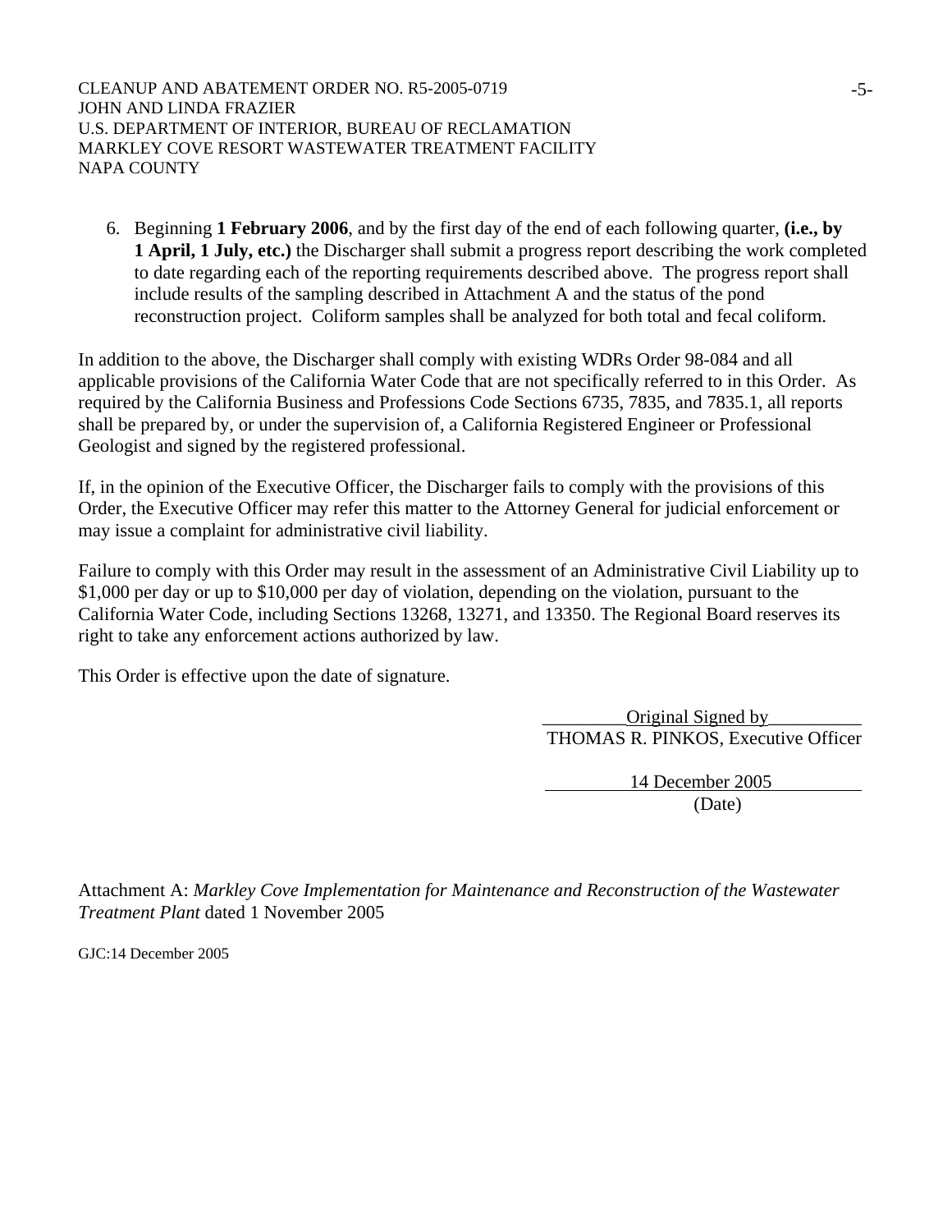6. Beginning **1 February 2006**, and by the first day of the end of each following quarter, **(i.e., by 1 April, 1 July, etc.)** the Discharger shall submit a progress report describing the work completed to date regarding each of the reporting requirements described above. The progress report shall include results of the sampling described in Attachment A and the status of the pond reconstruction project. Coliform samples shall be analyzed for both total and fecal coliform.

In addition to the above, the Discharger shall comply with existing WDRs Order 98-084 and all applicable provisions of the California Water Code that are not specifically referred to in this Order. As required by the California Business and Professions Code Sections 6735, 7835, and 7835.1, all reports shall be prepared by, or under the supervision of, a California Registered Engineer or Professional Geologist and signed by the registered professional.

If, in the opinion of the Executive Officer, the Discharger fails to comply with the provisions of this Order, the Executive Officer may refer this matter to the Attorney General for judicial enforcement or may issue a complaint for administrative civil liability.

Failure to comply with this Order may result in the assessment of an Administrative Civil Liability up to $1,000 per day or up to $10,000 per day of violation, depending on the violation, pursuant to the California Water Code, including Sections 13268, 13271, and 13350. The Regional Board reserves its right to take any enforcement actions authorized by law.

This Order is effective upon the date of signature.

Original Signed by
THOMAS R. PINKOS, Executive Officer

14 December 2005
(Date)

Attachment A: *Markley Cove Implementation for Maintenance and Reconstruction of the Wastewater Treatment Plant* dated 1 November 2005

GJC:14 December 2005